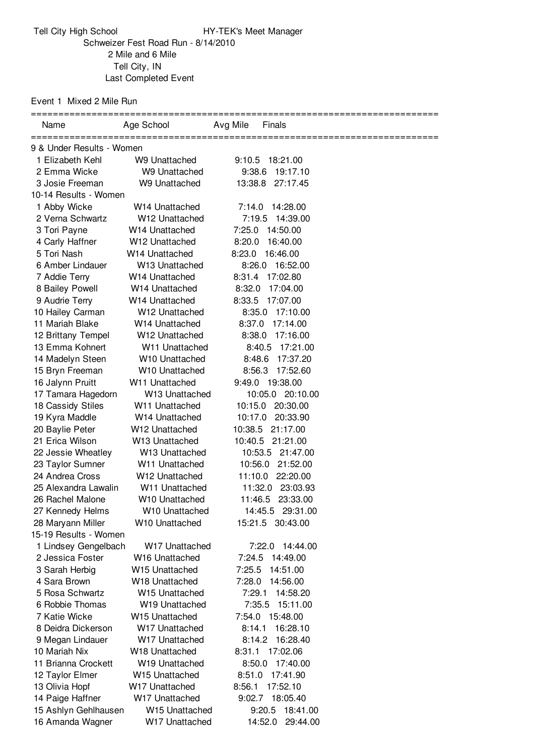Tell City High School — HY-TEK's Meet Manager

Schweizer Fest Road Run - 8/14/2010

2 Mile and 6 Mile

Tell City, IN

Last Completed Event

## Event 1 Mixed 2 Mile Run

| | Name | Age | School | Avg Mile | Finals |
|---|---|---|---|---|---|
| **9 & Under Results - Women** | | | | | |
| 1 | Elizabeth Kehl | W9 | Unattached | 9:10.5 | 18:21.00 |
| 2 | Emma Wicke | W9 | Unattached | 9:38.6 | 19:17.10 |
| 3 | Josie Freeman | W9 | Unattached | 13:38.8 | 27:17.45 |
| **10-14 Results - Women** | | | | | |
| 1 | Abby Wicke | W14 | Unattached | 7:14.0 | 14:28.00 |
| 2 | Verna Schwartz | W12 | Unattached | 7:19.5 | 14:39.00 |
| 3 | Tori Payne | W14 | Unattached | 7:25.0 | 14:50.00 |
| 4 | Carly Haffner | W12 | Unattached | 8:20.0 | 16:40.00 |
| 5 | Tori Nash | W14 | Unattached | 8:23.0 | 16:46.00 |
| 6 | Amber Lindauer | W13 | Unattached | 8:26.0 | 16:52.00 |
| 7 | Addie Terry | W14 | Unattached | 8:31.4 | 17:02.80 |
| 8 | Bailey Powell | W14 | Unattached | 8:32.0 | 17:04.00 |
| 9 | Audrie Terry | W14 | Unattached | 8:33.5 | 17:07.00 |
| 10 | Hailey Carman | W12 | Unattached | 8:35.0 | 17:10.00 |
| 11 | Mariah Blake | W14 | Unattached | 8:37.0 | 17:14.00 |
| 12 | Brittany Tempel | W12 | Unattached | 8:38.0 | 17:16.00 |
| 13 | Emma Kohnert | W11 | Unattached | 8:40.5 | 17:21.00 |
| 14 | Madelyn Steen | W10 | Unattached | 8:48.6 | 17:37.20 |
| 15 | Bryn Freeman | W10 | Unattached | 8:56.3 | 17:52.60 |
| 16 | Jalynn Pruitt | W11 | Unattached | 9:49.0 | 19:38.00 |
| 17 | Tamara Hagedorn | W13 | Unattached | 10:05.0 | 20:10.00 |
| 18 | Cassidy Stiles | W11 | Unattached | 10:15.0 | 20:30.00 |
| 19 | Kyra Maddle | W14 | Unattached | 10:17.0 | 20:33.90 |
| 20 | Baylie Peter | W12 | Unattached | 10:38.5 | 21:17.00 |
| 21 | Erica Wilson | W13 | Unattached | 10:40.5 | 21:21.00 |
| 22 | Jessie Wheatley | W13 | Unattached | 10:53.5 | 21:47.00 |
| 23 | Taylor Sumner | W11 | Unattached | 10:56.0 | 21:52.00 |
| 24 | Andrea Cross | W12 | Unattached | 11:10.0 | 22:20.00 |
| 25 | Alexandra Lawalin | W11 | Unattached | 11:32.0 | 23:03.93 |
| 26 | Rachel Malone | W10 | Unattached | 11:46.5 | 23:33.00 |
| 27 | Kennedy Helms | W10 | Unattached | 14:45.5 | 29:31.00 |
| 28 | Maryann Miller | W10 | Unattached | 15:21.5 | 30:43.00 |
| **15-19 Results - Women** | | | | | |
| 1 | Lindsey Gengelbach | W17 | Unattached | 7:22.0 | 14:44.00 |
| 2 | Jessica Foster | W16 | Unattached | 7:24.5 | 14:49.00 |
| 3 | Sarah Herbig | W15 | Unattached | 7:25.5 | 14:51.00 |
| 4 | Sara Brown | W18 | Unattached | 7:28.0 | 14:56.00 |
| 5 | Rosa Schwartz | W15 | Unattached | 7:29.1 | 14:58.20 |
| 6 | Robbie Thomas | W19 | Unattached | 7:35.5 | 15:11.00 |
| 7 | Katie Wicke | W15 | Unattached | 7:54.0 | 15:48.00 |
| 8 | Deidra Dickerson | W17 | Unattached | 8:14.1 | 16:28.10 |
| 9 | Megan Lindauer | W17 | Unattached | 8:14.2 | 16:28.40 |
| 10 | Mariah Nix | W18 | Unattached | 8:31.1 | 17:02.06 |
| 11 | Brianna Crockett | W19 | Unattached | 8:50.0 | 17:40.00 |
| 12 | Taylor Elmer | W15 | Unattached | 8:51.0 | 17:41.90 |
| 13 | Olivia Hopf | W17 | Unattached | 8:56.1 | 17:52.10 |
| 14 | Paige Haffner | W17 | Unattached | 9:02.7 | 18:05.40 |
| 15 | Ashlyn Gehlhausen | W15 | Unattached | 9:20.5 | 18:41.00 |
| 16 | Amanda Wagner | W17 | Unattached | 14:52.0 | 29:44.00 |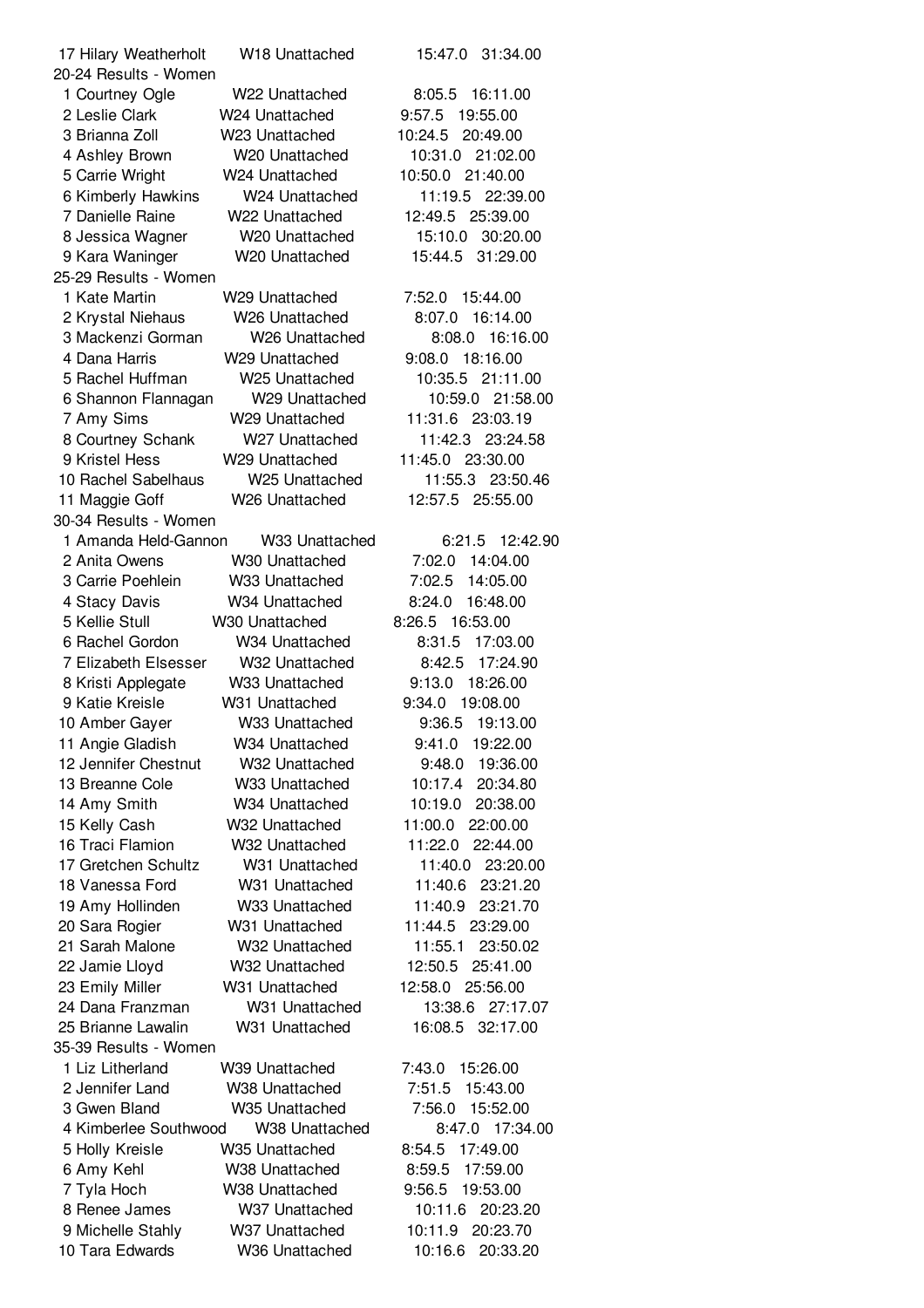17 Hilary Weatherholt W18 Unattached 15:47.0 31:34.00

20-24 Results - Women

| Place | Name | Age/Club | Pace | Time |
|---|---|---|---|---|
| 1 | Courtney Ogle | W22 Unattached | 8:05.5 | 16:11.00 |
| 2 | Leslie Clark | W24 Unattached | 9:57.5 | 19:55.00 |
| 3 | Brianna Zoll | W23 Unattached | 10:24.5 | 20:49.00 |
| 4 | Ashley Brown | W20 Unattached | 10:31.0 | 21:02.00 |
| 5 | Carrie Wright | W24 Unattached | 10:50.0 | 21:40.00 |
| 6 | Kimberly Hawkins | W24 Unattached | 11:19.5 | 22:39.00 |
| 7 | Danielle Raine | W22 Unattached | 12:49.5 | 25:39.00 |
| 8 | Jessica Wagner | W20 Unattached | 15:10.0 | 30:20.00 |
| 9 | Kara Waninger | W20 Unattached | 15:44.5 | 31:29.00 |

25-29 Results - Women

| Place | Name | Age/Club | Pace | Time |
|---|---|---|---|---|
| 1 | Kate Martin | W29 Unattached | 7:52.0 | 15:44.00 |
| 2 | Krystal Niehaus | W26 Unattached | 8:07.0 | 16:14.00 |
| 3 | Mackenzi Gorman | W26 Unattached | 8:08.0 | 16:16.00 |
| 4 | Dana Harris | W29 Unattached | 9:08.0 | 18:16.00 |
| 5 | Rachel Huffman | W25 Unattached | 10:35.5 | 21:11.00 |
| 6 | Shannon Flannagan | W29 Unattached | 10:59.0 | 21:58.00 |
| 7 | Amy Sims | W29 Unattached | 11:31.6 | 23:03.19 |
| 8 | Courtney Schank | W27 Unattached | 11:42.3 | 23:24.58 |
| 9 | Kristel Hess | W29 Unattached | 11:45.0 | 23:30.00 |
| 10 | Rachel Sabelhaus | W25 Unattached | 11:55.3 | 23:50.46 |
| 11 | Maggie Goff | W26 Unattached | 12:57.5 | 25:55.00 |

30-34 Results - Women

| Place | Name | Age/Club | Pace | Time |
|---|---|---|---|---|
| 1 | Amanda Held-Gannon | W33 Unattached | 6:21.5 | 12:42.90 |
| 2 | Anita Owens | W30 Unattached | 7:02.0 | 14:04.00 |
| 3 | Carrie Poehlein | W33 Unattached | 7:02.5 | 14:05.00 |
| 4 | Stacy Davis | W34 Unattached | 8:24.0 | 16:48.00 |
| 5 | Kellie Stull | W30 Unattached | 8:26.5 | 16:53.00 |
| 6 | Rachel Gordon | W34 Unattached | 8:31.5 | 17:03.00 |
| 7 | Elizabeth Elsesser | W32 Unattached | 8:42.5 | 17:24.90 |
| 8 | Kristi Applegate | W33 Unattached | 9:13.0 | 18:26.00 |
| 9 | Katie Kreisle | W31 Unattached | 9:34.0 | 19:08.00 |
| 10 | Amber Gayer | W33 Unattached | 9:36.5 | 19:13.00 |
| 11 | Angie Gladish | W34 Unattached | 9:41.0 | 19:22.00 |
| 12 | Jennifer Chestnut | W32 Unattached | 9:48.0 | 19:36.00 |
| 13 | Breanne Cole | W33 Unattached | 10:17.4 | 20:34.80 |
| 14 | Amy Smith | W34 Unattached | 10:19.0 | 20:38.00 |
| 15 | Kelly Cash | W32 Unattached | 11:00.0 | 22:00.00 |
| 16 | Traci Flamion | W32 Unattached | 11:22.0 | 22:44.00 |
| 17 | Gretchen Schultz | W31 Unattached | 11:40.0 | 23:20.00 |
| 18 | Vanessa Ford | W31 Unattached | 11:40.6 | 23:21.20 |
| 19 | Amy Hollinden | W33 Unattached | 11:40.9 | 23:21.70 |
| 20 | Sara Rogier | W31 Unattached | 11:44.5 | 23:29.00 |
| 21 | Sarah Malone | W32 Unattached | 11:55.1 | 23:50.02 |
| 22 | Jamie Lloyd | W32 Unattached | 12:50.5 | 25:41.00 |
| 23 | Emily Miller | W31 Unattached | 12:58.0 | 25:56.00 |
| 24 | Dana Franzman | W31 Unattached | 13:38.6 | 27:17.07 |
| 25 | Brianne Lawalin | W31 Unattached | 16:08.5 | 32:17.00 |

35-39 Results - Women

| Place | Name | Age/Club | Pace | Time |
|---|---|---|---|---|
| 1 | Liz Litherland | W39 Unattached | 7:43.0 | 15:26.00 |
| 2 | Jennifer Land | W38 Unattached | 7:51.5 | 15:43.00 |
| 3 | Gwen Bland | W35 Unattached | 7:56.0 | 15:52.00 |
| 4 | Kimberlee Southwood | W38 Unattached | 8:47.0 | 17:34.00 |
| 5 | Holly Kreisle | W35 Unattached | 8:54.5 | 17:49.00 |
| 6 | Amy Kehl | W38 Unattached | 8:59.5 | 17:59.00 |
| 7 | Tyla Hoch | W38 Unattached | 9:56.5 | 19:53.00 |
| 8 | Renee James | W37 Unattached | 10:11.6 | 20:23.20 |
| 9 | Michelle Stahly | W37 Unattached | 10:11.9 | 20:23.70 |
| 10 | Tara Edwards | W36 Unattached | 10:16.6 | 20:33.20 |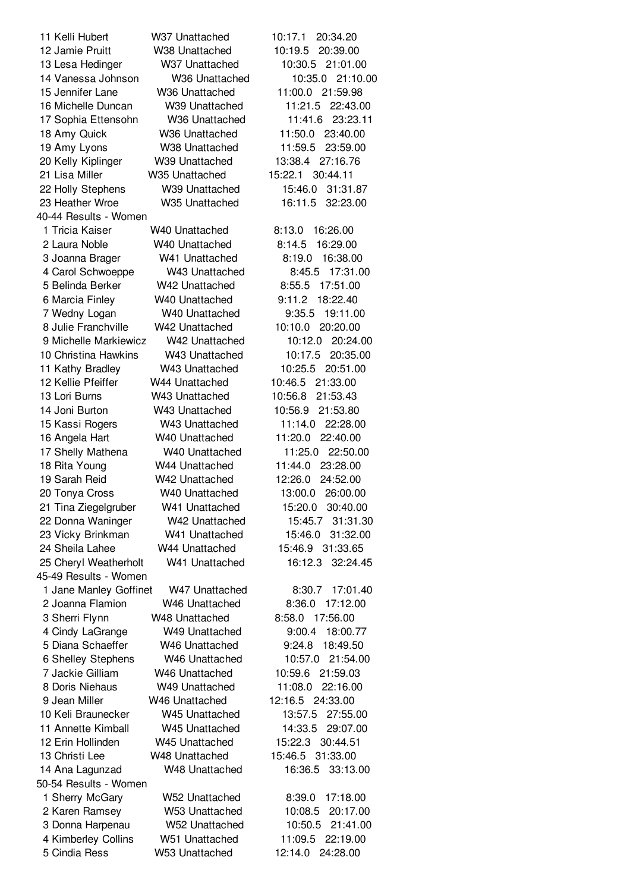| Place | Name | Age/Club | Pace | Time |
|---|---|---|---|---|
| 11 | Kelli Hubert | W37 Unattached | 10:17.1 | 20:34.20 |
| 12 | Jamie Pruitt | W38 Unattached | 10:19.5 | 20:39.00 |
| 13 | Lesa Hedinger | W37 Unattached | 10:30.5 | 21:01.00 |
| 14 | Vanessa Johnson | W36 Unattached | 10:35.0 | 21:10.00 |
| 15 | Jennifer Lane | W36 Unattached | 11:00.0 | 21:59.98 |
| 16 | Michelle Duncan | W39 Unattached | 11:21.5 | 22:43.00 |
| 17 | Sophia Ettensohn | W36 Unattached | 11:41.6 | 23:23.11 |
| 18 | Amy Quick | W36 Unattached | 11:50.0 | 23:40.00 |
| 19 | Amy Lyons | W38 Unattached | 11:59.5 | 23:59.00 |
| 20 | Kelly Kiplinger | W39 Unattached | 13:38.4 | 27:16.76 |
| 21 | Lisa Miller | W35 Unattached | 15:22.1 | 30:44.11 |
| 22 | Holly Stephens | W39 Unattached | 15:46.0 | 31:31.87 |
| 23 | Heather Wroe | W35 Unattached | 16:11.5 | 32:23.00 |

40-44 Results - Women

| Place | Name | Age/Club | Pace | Time |
|---|---|---|---|---|
| 1 | Tricia Kaiser | W40 Unattached | 8:13.0 | 16:26.00 |
| 2 | Laura Noble | W40 Unattached | 8:14.5 | 16:29.00 |
| 3 | Joanna Brager | W41 Unattached | 8:19.0 | 16:38.00 |
| 4 | Carol Schwoeppe | W43 Unattached | 8:45.5 | 17:31.00 |
| 5 | Belinda Berker | W42 Unattached | 8:55.5 | 17:51.00 |
| 6 | Marcia Finley | W40 Unattached | 9:11.2 | 18:22.40 |
| 7 | Wedny Logan | W40 Unattached | 9:35.5 | 19:11.00 |
| 8 | Julie Franchville | W42 Unattached | 10:10.0 | 20:20.00 |
| 9 | Michelle Markiewicz | W42 Unattached | 10:12.0 | 20:24.00 |
| 10 | Christina Hawkins | W43 Unattached | 10:17.5 | 20:35.00 |
| 11 | Kathy Bradley | W43 Unattached | 10:25.5 | 20:51.00 |
| 12 | Kellie Pfeiffer | W44 Unattached | 10:46.5 | 21:33.00 |
| 13 | Lori Burns | W43 Unattached | 10:56.8 | 21:53.43 |
| 14 | Joni Burton | W43 Unattached | 10:56.9 | 21:53.80 |
| 15 | Kassi Rogers | W43 Unattached | 11:14.0 | 22:28.00 |
| 16 | Angela Hart | W40 Unattached | 11:20.0 | 22:40.00 |
| 17 | Shelly Mathena | W40 Unattached | 11:25.0 | 22:50.00 |
| 18 | Rita Young | W44 Unattached | 11:44.0 | 23:28.00 |
| 19 | Sarah Reid | W42 Unattached | 12:26.0 | 24:52.00 |
| 20 | Tonya Cross | W40 Unattached | 13:00.0 | 26:00.00 |
| 21 | Tina Ziegelgruber | W41 Unattached | 15:20.0 | 30:40.00 |
| 22 | Donna Waninger | W42 Unattached | 15:45.7 | 31:31.30 |
| 23 | Vicky Brinkman | W41 Unattached | 15:46.0 | 31:32.00 |
| 24 | Sheila Lahee | W44 Unattached | 15:46.9 | 31:33.65 |
| 25 | Cheryl Weatherholt | W41 Unattached | 16:12.3 | 32:24.45 |

45-49 Results - Women

| Place | Name | Age/Club | Pace | Time |
|---|---|---|---|---|
| 1 | Jane Manley Goffinet | W47 Unattached | 8:30.7 | 17:01.40 |
| 2 | Joanna Flamion | W46 Unattached | 8:36.0 | 17:12.00 |
| 3 | Sherri Flynn | W48 Unattached | 8:58.0 | 17:56.00 |
| 4 | Cindy LaGrange | W49 Unattached | 9:00.4 | 18:00.77 |
| 5 | Diana Schaeffer | W46 Unattached | 9:24.8 | 18:49.50 |
| 6 | Shelley Stephens | W46 Unattached | 10:57.0 | 21:54.00 |
| 7 | Jackie Gilliam | W46 Unattached | 10:59.6 | 21:59.03 |
| 8 | Doris Niehaus | W49 Unattached | 11:08.0 | 22:16.00 |
| 9 | Jean Miller | W46 Unattached | 12:16.5 | 24:33.00 |
| 10 | Keli Braunecker | W45 Unattached | 13:57.5 | 27:55.00 |
| 11 | Annette Kimball | W45 Unattached | 14:33.5 | 29:07.00 |
| 12 | Erin Hollinden | W45 Unattached | 15:22.3 | 30:44.51 |
| 13 | Christi Lee | W48 Unattached | 15:46.5 | 31:33.00 |
| 14 | Ana Lagunzad | W48 Unattached | 16:36.5 | 33:13.00 |

50-54 Results - Women

| Place | Name | Age/Club | Pace | Time |
|---|---|---|---|---|
| 1 | Sherry McGary | W52 Unattached | 8:39.0 | 17:18.00 |
| 2 | Karen Ramsey | W53 Unattached | 10:08.5 | 20:17.00 |
| 3 | Donna Harpenau | W52 Unattached | 10:50.5 | 21:41.00 |
| 4 | Kimberley Collins | W51 Unattached | 11:09.5 | 22:19.00 |
| 5 | Cindia Ress | W53 Unattached | 12:14.0 | 24:28.00 |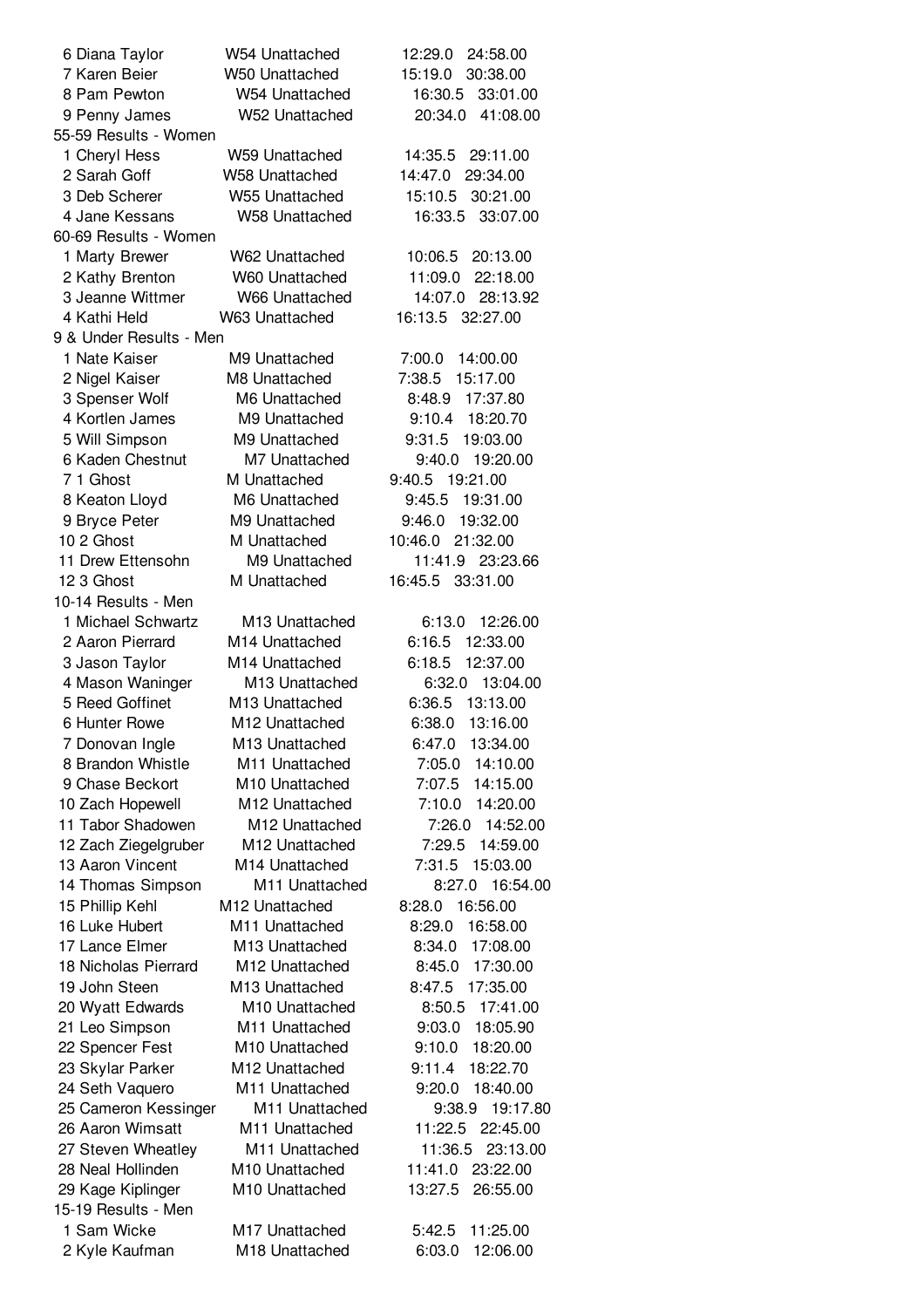6 Diana Taylor W54 Unattached 12:29.0 24:58.00
7 Karen Beier W50 Unattached 15:19.0 30:38.00
8 Pam Pewton W54 Unattached 16:30.5 33:01.00
9 Penny James W52 Unattached 20:34.0 41:08.00

55-59 Results - Women
1 Cheryl Hess W59 Unattached 14:35.5 29:11.00
2 Sarah Goff W58 Unattached 14:47.0 29:34.00
3 Deb Scherer W55 Unattached 15:10.5 30:21.00
4 Jane Kessans W58 Unattached 16:33.5 33:07.00

60-69 Results - Women
1 Marty Brewer W62 Unattached 10:06.5 20:13.00
2 Kathy Brenton W60 Unattached 11:09.0 22:18.00
3 Jeanne Wittmer W66 Unattached 14:07.0 28:13.92
4 Kathi Held W63 Unattached 16:13.5 32:27.00

9 & Under Results - Men
1 Nate Kaiser M9 Unattached 7:00.0 14:00.00
2 Nigel Kaiser M8 Unattached 7:38.5 15:17.00
3 Spenser Wolf M6 Unattached 8:48.9 17:37.80
4 Kortlen James M9 Unattached 9:10.4 18:20.70
5 Will Simpson M9 Unattached 9:31.5 19:03.00
6 Kaden Chestnut M7 Unattached 9:40.0 19:20.00
7 1 Ghost M Unattached 9:40.5 19:21.00
8 Keaton Lloyd M6 Unattached 9:45.5 19:31.00
9 Bryce Peter M9 Unattached 9:46.0 19:32.00
10 2 Ghost M Unattached 10:46.0 21:32.00
11 Drew Ettensohn M9 Unattached 11:41.9 23:23.66
12 3 Ghost M Unattached 16:45.5 33:31.00

10-14 Results - Men
1 Michael Schwartz M13 Unattached 6:13.0 12:26.00
2 Aaron Pierrard M14 Unattached 6:16.5 12:33.00
3 Jason Taylor M14 Unattached 6:18.5 12:37.00
4 Mason Waninger M13 Unattached 6:32.0 13:04.00
5 Reed Goffinet M13 Unattached 6:36.5 13:13.00
6 Hunter Rowe M12 Unattached 6:38.0 13:16.00
7 Donovan Ingle M13 Unattached 6:47.0 13:34.00
8 Brandon Whistle M11 Unattached 7:05.0 14:10.00
9 Chase Beckort M10 Unattached 7:07.5 14:15.00
10 Zach Hopewell M12 Unattached 7:10.0 14:20.00
11 Tabor Shadowen M12 Unattached 7:26.0 14:52.00
12 Zach Ziegelgruber M12 Unattached 7:29.5 14:59.00
13 Aaron Vincent M14 Unattached 7:31.5 15:03.00
14 Thomas Simpson M11 Unattached 8:27.0 16:54.00
15 Phillip Kehl M12 Unattached 8:28.0 16:56.00
16 Luke Hubert M11 Unattached 8:29.0 16:58.00
17 Lance Elmer M13 Unattached 8:34.0 17:08.00
18 Nicholas Pierrard M12 Unattached 8:45.0 17:30.00
19 John Steen M13 Unattached 8:47.5 17:35.00
20 Wyatt Edwards M10 Unattached 8:50.5 17:41.00
21 Leo Simpson M11 Unattached 9:03.0 18:05.90
22 Spencer Fest M10 Unattached 9:10.0 18:20.00
23 Skylar Parker M12 Unattached 9:11.4 18:22.70
24 Seth Vaquero M11 Unattached 9:20.0 18:40.00
25 Cameron Kessinger M11 Unattached 9:38.9 19:17.80
26 Aaron Wimsatt M11 Unattached 11:22.5 22:45.00
27 Steven Wheatley M11 Unattached 11:36.5 23:13.00
28 Neal Hollinden M10 Unattached 11:41.0 23:22.00
29 Kage Kiplinger M10 Unattached 13:27.5 26:55.00

15-19 Results - Men
1 Sam Wicke M17 Unattached 5:42.5 11:25.00
2 Kyle Kaufman M18 Unattached 6:03.0 12:06.00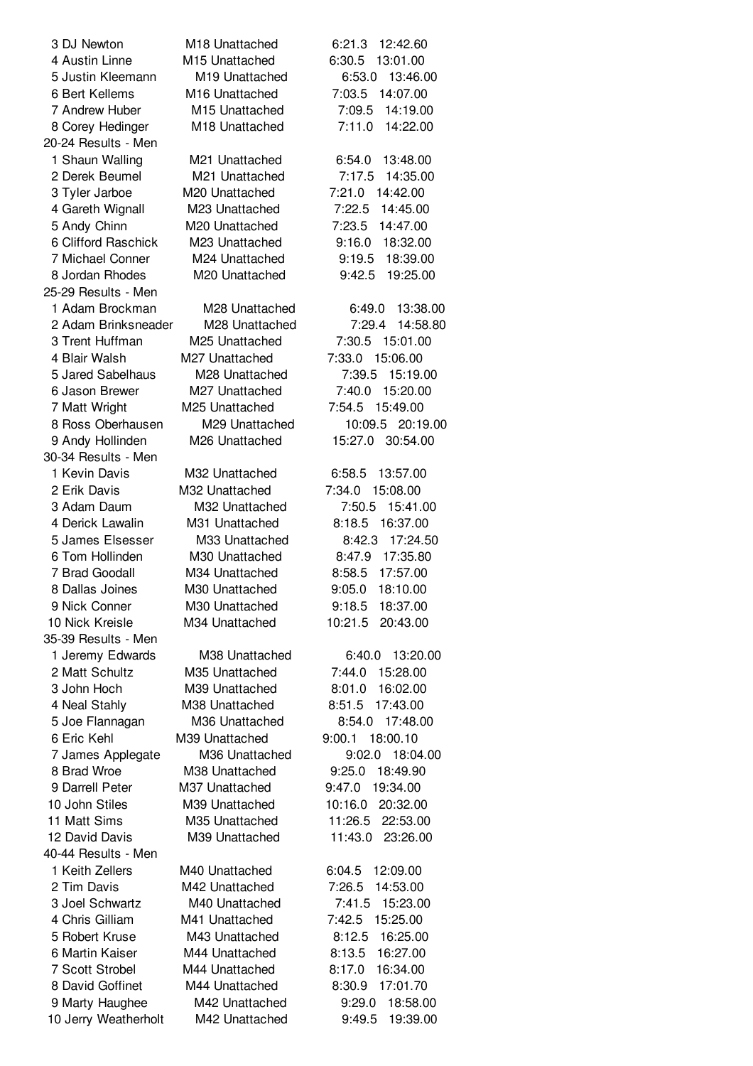| Place | Name | Age/Team | Pace | Time |
|---|---|---|---|---|
| 3 | DJ Newton | M18 Unattached | 6:21.3 | 12:42.60 |
| 4 | Austin Linne | M15 Unattached | 6:30.5 | 13:01.00 |
| 5 | Justin Kleemann | M19 Unattached | 6:53.0 | 13:46.00 |
| 6 | Bert Kellems | M16 Unattached | 7:03.5 | 14:07.00 |
| 7 | Andrew Huber | M15 Unattached | 7:09.5 | 14:19.00 |
| 8 | Corey Hedinger | M18 Unattached | 7:11.0 | 14:22.00 |

20-24 Results - Men

| Place | Name | Age/Team | Pace | Time |
|---|---|---|---|---|
| 1 | Shaun Walling | M21 Unattached | 6:54.0 | 13:48.00 |
| 2 | Derek Beumel | M21 Unattached | 7:17.5 | 14:35.00 |
| 3 | Tyler Jarboe | M20 Unattached | 7:21.0 | 14:42.00 |
| 4 | Gareth Wignall | M23 Unattached | 7:22.5 | 14:45.00 |
| 5 | Andy Chinn | M20 Unattached | 7:23.5 | 14:47.00 |
| 6 | Clifford Raschick | M23 Unattached | 9:16.0 | 18:32.00 |
| 7 | Michael Conner | M24 Unattached | 9:19.5 | 18:39.00 |
| 8 | Jordan Rhodes | M20 Unattached | 9:42.5 | 19:25.00 |

25-29 Results - Men

| Place | Name | Age/Team | Pace | Time |
|---|---|---|---|---|
| 1 | Adam Brockman | M28 Unattached | 6:49.0 | 13:38.00 |
| 2 | Adam Brinksneader | M28 Unattached | 7:29.4 | 14:58.80 |
| 3 | Trent Huffman | M25 Unattached | 7:30.5 | 15:01.00 |
| 4 | Blair Walsh | M27 Unattached | 7:33.0 | 15:06.00 |
| 5 | Jared Sabelhaus | M28 Unattached | 7:39.5 | 15:19.00 |
| 6 | Jason Brewer | M27 Unattached | 7:40.0 | 15:20.00 |
| 7 | Matt Wright | M25 Unattached | 7:54.5 | 15:49.00 |
| 8 | Ross Oberhausen | M29 Unattached | 10:09.5 | 20:19.00 |
| 9 | Andy Hollinden | M26 Unattached | 15:27.0 | 30:54.00 |

30-34 Results - Men

| Place | Name | Age/Team | Pace | Time |
|---|---|---|---|---|
| 1 | Kevin Davis | M32 Unattached | 6:58.5 | 13:57.00 |
| 2 | Erik Davis | M32 Unattached | 7:34.0 | 15:08.00 |
| 3 | Adam Daum | M32 Unattached | 7:50.5 | 15:41.00 |
| 4 | Derick Lawalin | M31 Unattached | 8:18.5 | 16:37.00 |
| 5 | James Elsesser | M33 Unattached | 8:42.3 | 17:24.50 |
| 6 | Tom Hollinden | M30 Unattached | 8:47.9 | 17:35.80 |
| 7 | Brad Goodall | M34 Unattached | 8:58.5 | 17:57.00 |
| 8 | Dallas Joines | M30 Unattached | 9:05.0 | 18:10.00 |
| 9 | Nick Conner | M30 Unattached | 9:18.5 | 18:37.00 |
| 10 | Nick Kreisle | M34 Unattached | 10:21.5 | 20:43.00 |

35-39 Results - Men

| Place | Name | Age/Team | Pace | Time |
|---|---|---|---|---|
| 1 | Jeremy Edwards | M38 Unattached | 6:40.0 | 13:20.00 |
| 2 | Matt Schultz | M35 Unattached | 7:44.0 | 15:28.00 |
| 3 | John Hoch | M39 Unattached | 8:01.0 | 16:02.00 |
| 4 | Neal Stahly | M38 Unattached | 8:51.5 | 17:43.00 |
| 5 | Joe Flannagan | M36 Unattached | 8:54.0 | 17:48.00 |
| 6 | Eric Kehl | M39 Unattached | 9:00.1 | 18:00.10 |
| 7 | James Applegate | M36 Unattached | 9:02.0 | 18:04.00 |
| 8 | Brad Wroe | M38 Unattached | 9:25.0 | 18:49.90 |
| 9 | Darrell Peter | M37 Unattached | 9:47.0 | 19:34.00 |
| 10 | John Stiles | M39 Unattached | 10:16.0 | 20:32.00 |
| 11 | Matt Sims | M35 Unattached | 11:26.5 | 22:53.00 |
| 12 | David Davis | M39 Unattached | 11:43.0 | 23:26.00 |

40-44 Results - Men

| Place | Name | Age/Team | Pace | Time |
|---|---|---|---|---|
| 1 | Keith Zellers | M40 Unattached | 6:04.5 | 12:09.00 |
| 2 | Tim Davis | M42 Unattached | 7:26.5 | 14:53.00 |
| 3 | Joel Schwartz | M40 Unattached | 7:41.5 | 15:23.00 |
| 4 | Chris Gilliam | M41 Unattached | 7:42.5 | 15:25.00 |
| 5 | Robert Kruse | M43 Unattached | 8:12.5 | 16:25.00 |
| 6 | Martin Kaiser | M44 Unattached | 8:13.5 | 16:27.00 |
| 7 | Scott Strobel | M44 Unattached | 8:17.0 | 16:34.00 |
| 8 | David Goffinet | M44 Unattached | 8:30.9 | 17:01.70 |
| 9 | Marty Haughee | M42 Unattached | 9:29.0 | 18:58.00 |
| 10 | Jerry Weatherholt | M42 Unattached | 9:49.5 | 19:39.00 |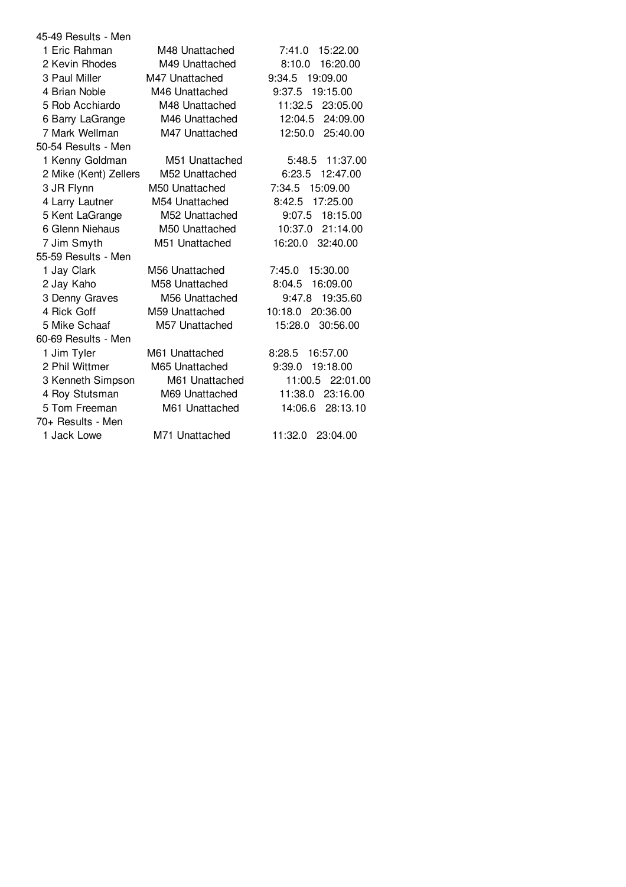45-49 Results - Men

| | | | | |
|---|---|---|---|---|
| 1 | Eric Rahman | M48 Unattached | 7:41.0 | 15:22.00 |
| 2 | Kevin Rhodes | M49 Unattached | 8:10.0 | 16:20.00 |
| 3 | Paul Miller | M47 Unattached | 9:34.5 | 19:09.00 |
| 4 | Brian Noble | M46 Unattached | 9:37.5 | 19:15.00 |
| 5 | Rob Acchiardo | M48 Unattached | 11:32.5 | 23:05.00 |
| 6 | Barry LaGrange | M46 Unattached | 12:04.5 | 24:09.00 |
| 7 | Mark Wellman | M47 Unattached | 12:50.0 | 25:40.00 |

50-54 Results - Men

| | | | | |
|---|---|---|---|---|
| 1 | Kenny Goldman | M51 Unattached | 5:48.5 | 11:37.00 |
| 2 | Mike (Kent) Zellers | M52 Unattached | 6:23.5 | 12:47.00 |
| 3 | JR Flynn | M50 Unattached | 7:34.5 | 15:09.00 |
| 4 | Larry Lautner | M54 Unattached | 8:42.5 | 17:25.00 |
| 5 | Kent LaGrange | M52 Unattached | 9:07.5 | 18:15.00 |
| 6 | Glenn Niehaus | M50 Unattached | 10:37.0 | 21:14.00 |
| 7 | Jim Smyth | M51 Unattached | 16:20.0 | 32:40.00 |

55-59 Results - Men

| | | | | |
|---|---|---|---|---|
| 1 | Jay Clark | M56 Unattached | 7:45.0 | 15:30.00 |
| 2 | Jay Kaho | M58 Unattached | 8:04.5 | 16:09.00 |
| 3 | Denny Graves | M56 Unattached | 9:47.8 | 19:35.60 |
| 4 | Rick Goff | M59 Unattached | 10:18.0 | 20:36.00 |
| 5 | Mike Schaaf | M57 Unattached | 15:28.0 | 30:56.00 |

60-69 Results - Men

| | | | | |
|---|---|---|---|---|
| 1 | Jim Tyler | M61 Unattached | 8:28.5 | 16:57.00 |
| 2 | Phil Wittmer | M65 Unattached | 9:39.0 | 19:18.00 |
| 3 | Kenneth Simpson | M61 Unattached | 11:00.5 | 22:01.00 |
| 4 | Roy Stutsman | M69 Unattached | 11:38.0 | 23:16.00 |
| 5 | Tom Freeman | M61 Unattached | 14:06.6 | 28:13.10 |

70+ Results - Men

| | | | | |
|---|---|---|---|---|
| 1 | Jack Lowe | M71 Unattached | 11:32.0 | 23:04.00 |